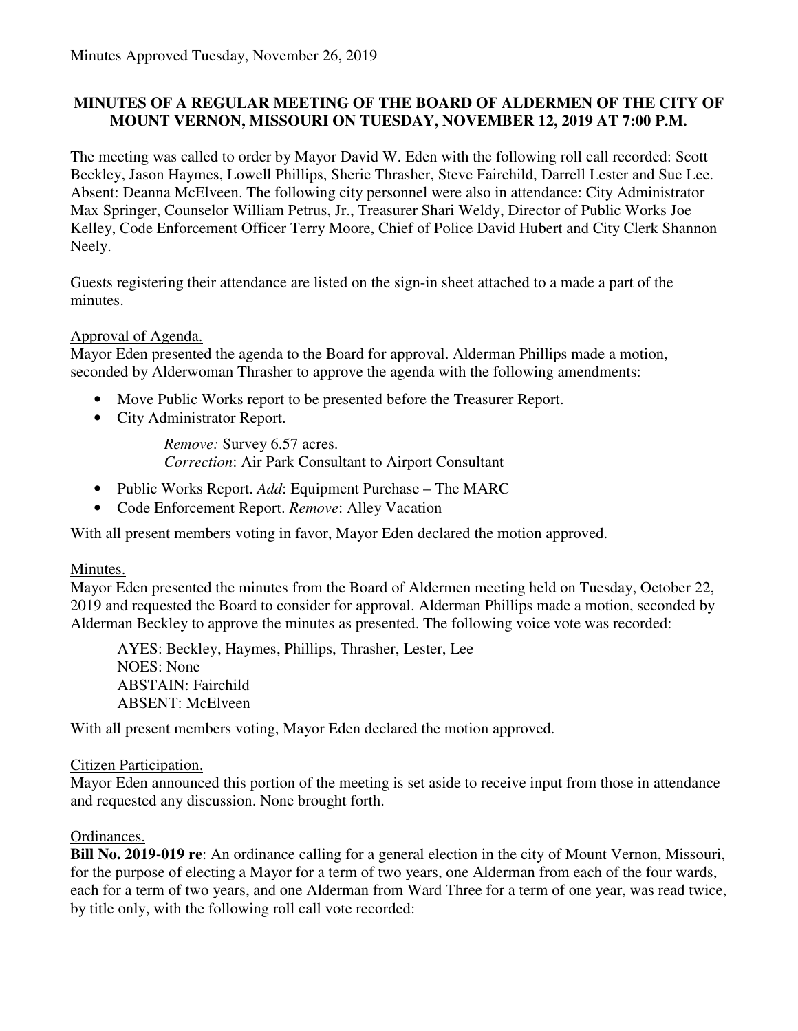Minutes Approved Tuesday, November 26, 2019

**MINUTES OF A REGULAR MEETING OF THE BOARD OF ALDERMEN OF THE CITY OF MOUNT VERNON, MISSOURI ON TUESDAY, NOVEMBER 12, 2019 AT 7:00 P.M.**

The meeting was called to order by Mayor David W. Eden with the following roll call recorded: Scott Beckley, Jason Haymes, Lowell Phillips, Sherie Thrasher, Steve Fairchild, Darrell Lester and Sue Lee. Absent: Deanna McElveen. The following city personnel were also in attendance: City Administrator Max Springer, Counselor William Petrus, Jr., Treasurer Shari Weldy, Director of Public Works Joe Kelley, Code Enforcement Officer Terry Moore, Chief of Police David Hubert and City Clerk Shannon Neely.

Guests registering their attendance are listed on the sign-in sheet attached to a made a part of the minutes.

Approval of Agenda.
Mayor Eden presented the agenda to the Board for approval. Alderman Phillips made a motion, seconded by Alderwoman Thrasher to approve the agenda with the following amendments:

- Move Public Works report to be presented before the Treasurer Report.
- City Administrator Report.

  *Remove:* Survey 6.57 acres.
  *Correction*: Air Park Consultant to Airport Consultant

- Public Works Report. *Add*: Equipment Purchase – The MARC
- Code Enforcement Report. *Remove*: Alley Vacation

With all present members voting in favor, Mayor Eden declared the motion approved.

Minutes.
Mayor Eden presented the minutes from the Board of Aldermen meeting held on Tuesday, October 22, 2019 and requested the Board to consider for approval. Alderman Phillips made a motion, seconded by Alderman Beckley to approve the minutes as presented. The following voice vote was recorded:

AYES: Beckley, Haymes, Phillips, Thrasher, Lester, Lee
NOES: None
ABSTAIN: Fairchild
ABSENT: McElveen

With all present members voting, Mayor Eden declared the motion approved.

Citizen Participation.
Mayor Eden announced this portion of the meeting is set aside to receive input from those in attendance and requested any discussion. None brought forth.

Ordinances.
**Bill No. 2019-019 re**: An ordinance calling for a general election in the city of Mount Vernon, Missouri, for the purpose of electing a Mayor for a term of two years, one Alderman from each of the four wards, each for a term of two years, and one Alderman from Ward Three for a term of one year, was read twice, by title only, with the following roll call vote recorded: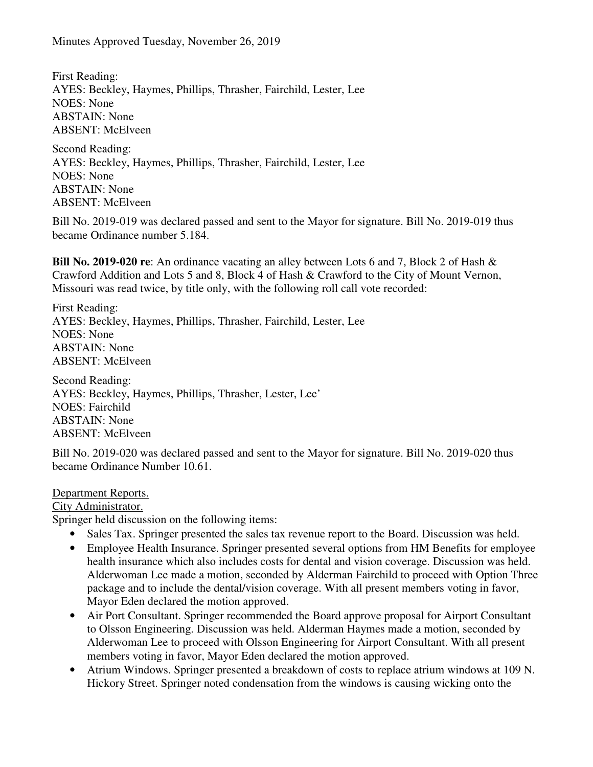Minutes Approved Tuesday, November 26, 2019

First Reading:
AYES: Beckley, Haymes, Phillips, Thrasher, Fairchild, Lester, Lee
NOES: None
ABSTAIN: None
ABSENT: McElveen

Second Reading:
AYES: Beckley, Haymes, Phillips, Thrasher, Fairchild, Lester, Lee
NOES: None
ABSTAIN: None
ABSENT: McElveen

Bill No. 2019-019 was declared passed and sent to the Mayor for signature. Bill No. 2019-019 thus became Ordinance number 5.184.

**Bill No. 2019-020 re**: An ordinance vacating an alley between Lots 6 and 7, Block 2 of Hash & Crawford Addition and Lots 5 and 8, Block 4 of Hash & Crawford to the City of Mount Vernon, Missouri was read twice, by title only, with the following roll call vote recorded:

First Reading:
AYES: Beckley, Haymes, Phillips, Thrasher, Fairchild, Lester, Lee
NOES: None
ABSTAIN: None
ABSENT: McElveen

Second Reading:
AYES: Beckley, Haymes, Phillips, Thrasher, Lester, Lee'
NOES: Fairchild
ABSTAIN: None
ABSENT: McElveen

Bill No. 2019-020 was declared passed and sent to the Mayor for signature. Bill No. 2019-020 thus became Ordinance Number 10.61.

Department Reports.

City Administrator.

Springer held discussion on the following items:

- Sales Tax. Springer presented the sales tax revenue report to the Board. Discussion was held.
- Employee Health Insurance. Springer presented several options from HM Benefits for employee health insurance which also includes costs for dental and vision coverage. Discussion was held. Alderwoman Lee made a motion, seconded by Alderman Fairchild to proceed with Option Three package and to include the dental/vision coverage. With all present members voting in favor, Mayor Eden declared the motion approved.
- Air Port Consultant. Springer recommended the Board approve proposal for Airport Consultant to Olsson Engineering. Discussion was held. Alderman Haymes made a motion, seconded by Alderwoman Lee to proceed with Olsson Engineering for Airport Consultant. With all present members voting in favor, Mayor Eden declared the motion approved.
- Atrium Windows. Springer presented a breakdown of costs to replace atrium windows at 109 N. Hickory Street. Springer noted condensation from the windows is causing wicking onto the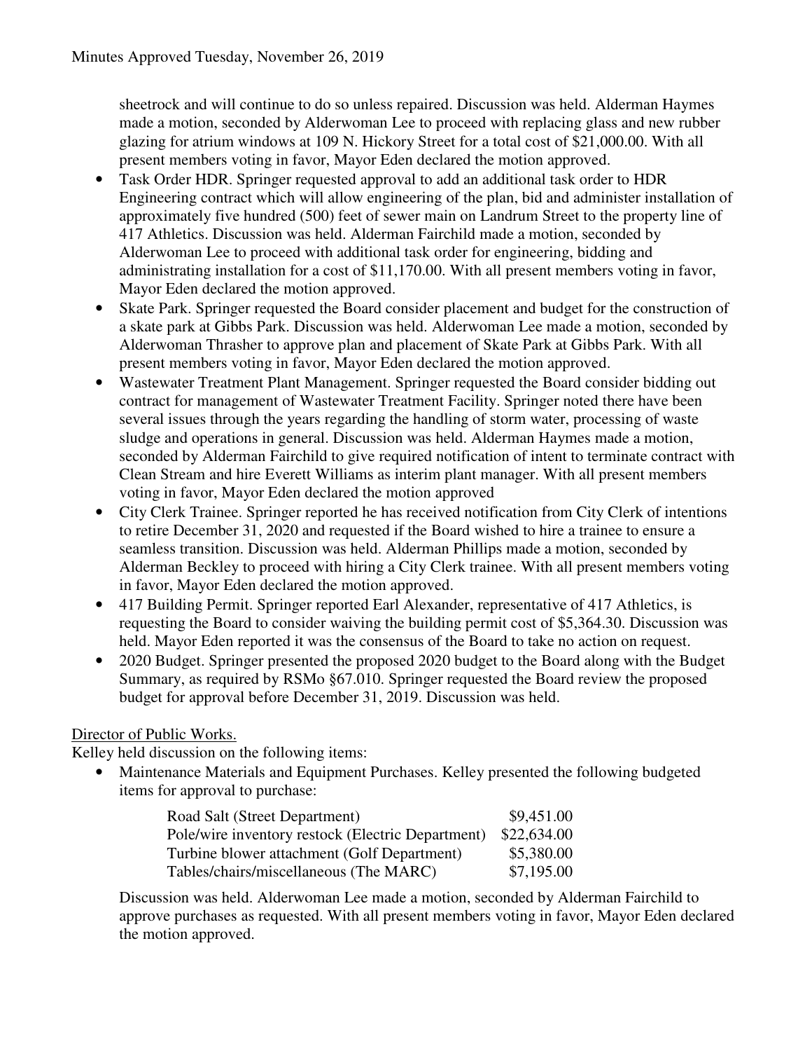sheetrock and will continue to do so unless repaired. Discussion was held. Alderman Haymes made a motion, seconded by Alderwoman Lee to proceed with replacing glass and new rubber glazing for atrium windows at 109 N. Hickory Street for a total cost of $21,000.00. With all present members voting in favor, Mayor Eden declared the motion approved.

- Task Order HDR. Springer requested approval to add an additional task order to HDR Engineering contract which will allow engineering of the plan, bid and administer installation of approximately five hundred (500) feet of sewer main on Landrum Street to the property line of 417 Athletics. Discussion was held. Alderman Fairchild made a motion, seconded by Alderwoman Lee to proceed with additional task order for engineering, bidding and administrating installation for a cost of $11,170.00. With all present members voting in favor, Mayor Eden declared the motion approved.
- Skate Park. Springer requested the Board consider placement and budget for the construction of a skate park at Gibbs Park. Discussion was held. Alderwoman Lee made a motion, seconded by Alderwoman Thrasher to approve plan and placement of Skate Park at Gibbs Park. With all present members voting in favor, Mayor Eden declared the motion approved.
- Wastewater Treatment Plant Management. Springer requested the Board consider bidding out contract for management of Wastewater Treatment Facility. Springer noted there have been several issues through the years regarding the handling of storm water, processing of waste sludge and operations in general. Discussion was held. Alderman Haymes made a motion, seconded by Alderman Fairchild to give required notification of intent to terminate contract with Clean Stream and hire Everett Williams as interim plant manager. With all present members voting in favor, Mayor Eden declared the motion approved
- City Clerk Trainee. Springer reported he has received notification from City Clerk of intentions to retire December 31, 2020 and requested if the Board wished to hire a trainee to ensure a seamless transition. Discussion was held. Alderman Phillips made a motion, seconded by Alderman Beckley to proceed with hiring a City Clerk trainee. With all present members voting in favor, Mayor Eden declared the motion approved.
- 417 Building Permit. Springer reported Earl Alexander, representative of 417 Athletics, is requesting the Board to consider waiving the building permit cost of $5,364.30. Discussion was held. Mayor Eden reported it was the consensus of the Board to take no action on request.
- 2020 Budget. Springer presented the proposed 2020 budget to the Board along with the Budget Summary, as required by RSMo §67.010. Springer requested the Board review the proposed budget for approval before December 31, 2019. Discussion was held.

Director of Public Works.

Kelley held discussion on the following items:

- Maintenance Materials and Equipment Purchases. Kelley presented the following budgeted items for approval to purchase:

| | |
|---|---|
| Road Salt (Street Department) | $9,451.00 |
| Pole/wire inventory restock (Electric Department) | $22,634.00 |
| Turbine blower attachment (Golf Department) | $5,380.00 |
| Tables/chairs/miscellaneous (The MARC) | $7,195.00 |

  Discussion was held. Alderwoman Lee made a motion, seconded by Alderman Fairchild to approve purchases as requested. With all present members voting in favor, Mayor Eden declared the motion approved.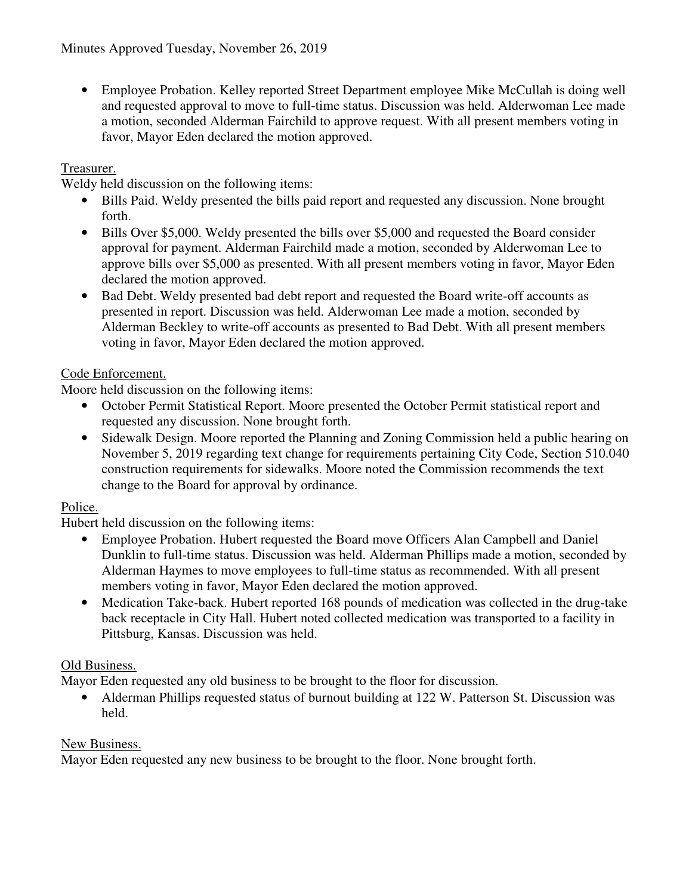- Employee Probation. Kelley reported Street Department employee Mike McCullah is doing well and requested approval to move to full-time status. Discussion was held. Alderwoman Lee made a motion, seconded Alderman Fairchild to approve request. With all present members voting in favor, Mayor Eden declared the motion approved.

Treasurer.

Weldy held discussion on the following items:

- Bills Paid. Weldy presented the bills paid report and requested any discussion. None brought forth.
- Bills Over $5,000. Weldy presented the bills over $5,000 and requested the Board consider approval for payment. Alderman Fairchild made a motion, seconded by Alderwoman Lee to approve bills over $5,000 as presented. With all present members voting in favor, Mayor Eden declared the motion approved.
- Bad Debt. Weldy presented bad debt report and requested the Board write-off accounts as presented in report. Discussion was held. Alderwoman Lee made a motion, seconded by Alderman Beckley to write-off accounts as presented to Bad Debt. With all present members voting in favor, Mayor Eden declared the motion approved.

Code Enforcement.

Moore held discussion on the following items:

- October Permit Statistical Report. Moore presented the October Permit statistical report and requested any discussion. None brought forth.
- Sidewalk Design. Moore reported the Planning and Zoning Commission held a public hearing on November 5, 2019 regarding text change for requirements pertaining City Code, Section 510.040 construction requirements for sidewalks. Moore noted the Commission recommends the text change to the Board for approval by ordinance.

Police.

Hubert held discussion on the following items:

- Employee Probation. Hubert requested the Board move Officers Alan Campbell and Daniel Dunklin to full-time status. Discussion was held. Alderman Phillips made a motion, seconded by Alderman Haymes to move employees to full-time status as recommended. With all present members voting in favor, Mayor Eden declared the motion approved.
- Medication Take-back. Hubert reported 168 pounds of medication was collected in the drug-take back receptacle in City Hall. Hubert noted collected medication was transported to a facility in Pittsburg, Kansas. Discussion was held.

Old Business.

Mayor Eden requested any old business to be brought to the floor for discussion.

- Alderman Phillips requested status of burnout building at 122 W. Patterson St. Discussion was held.

New Business.

Mayor Eden requested any new business to be brought to the floor. None brought forth.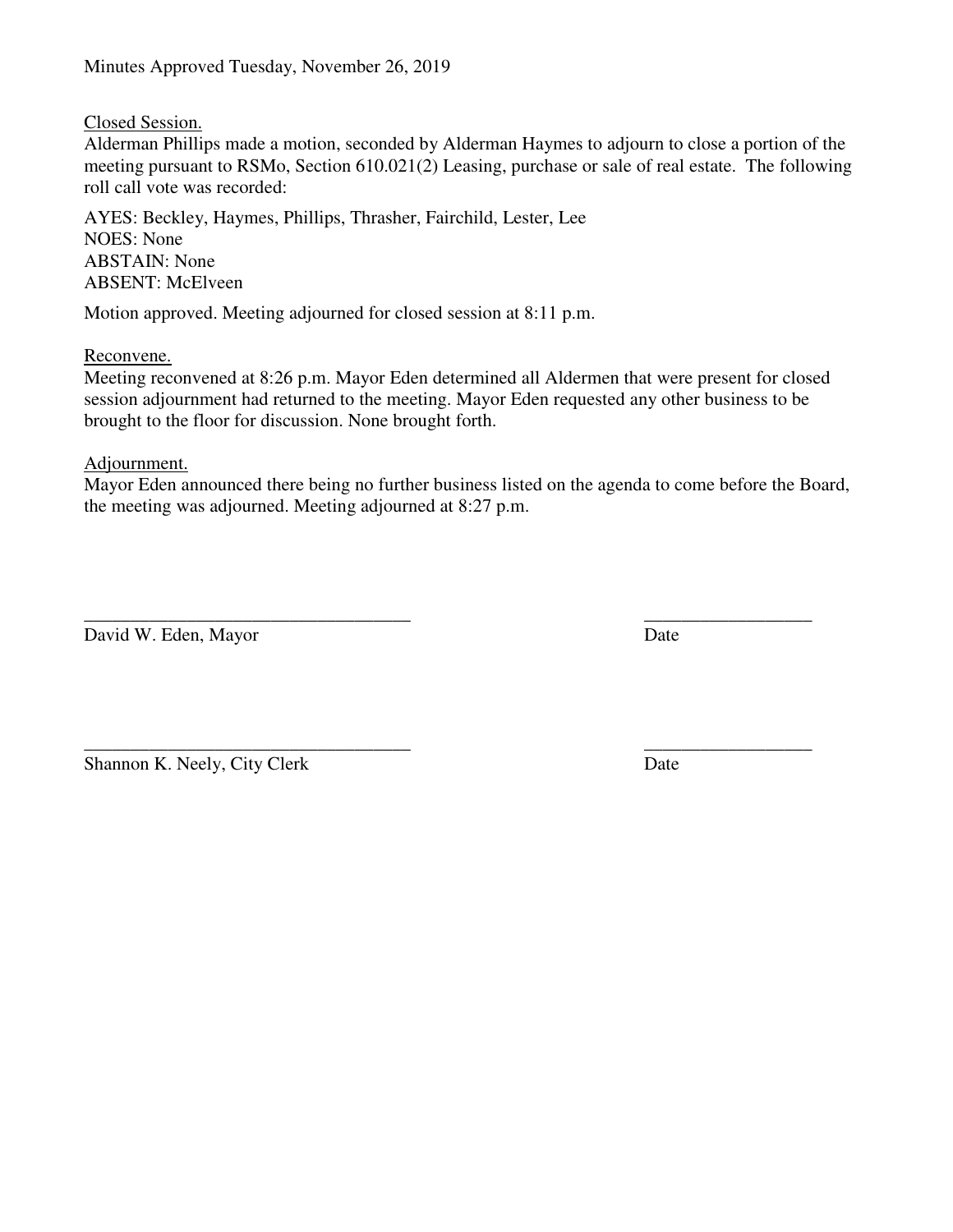Minutes Approved Tuesday, November 26, 2019

Closed Session.

Alderman Phillips made a motion, seconded by Alderman Haymes to adjourn to close a portion of the meeting pursuant to RSMo, Section 610.021(2) Leasing, purchase or sale of real estate. The following roll call vote was recorded:

AYES: Beckley, Haymes, Phillips, Thrasher, Fairchild, Lester, Lee
NOES: None
ABSTAIN: None
ABSENT: McElveen

Motion approved. Meeting adjourned for closed session at 8:11 p.m.

Reconvene.

Meeting reconvened at 8:26 p.m. Mayor Eden determined all Aldermen that were present for closed session adjournment had returned to the meeting. Mayor Eden requested any other business to be brought to the floor for discussion. None brought forth.

Adjournment.

Mayor Eden announced there being no further business listed on the agenda to come before the Board, the meeting was adjourned. Meeting adjourned at 8:27 p.m.

___________________________________ __________________

David W. Eden, Mayor Date

___________________________________ __________________

Shannon K. Neely, City Clerk Date